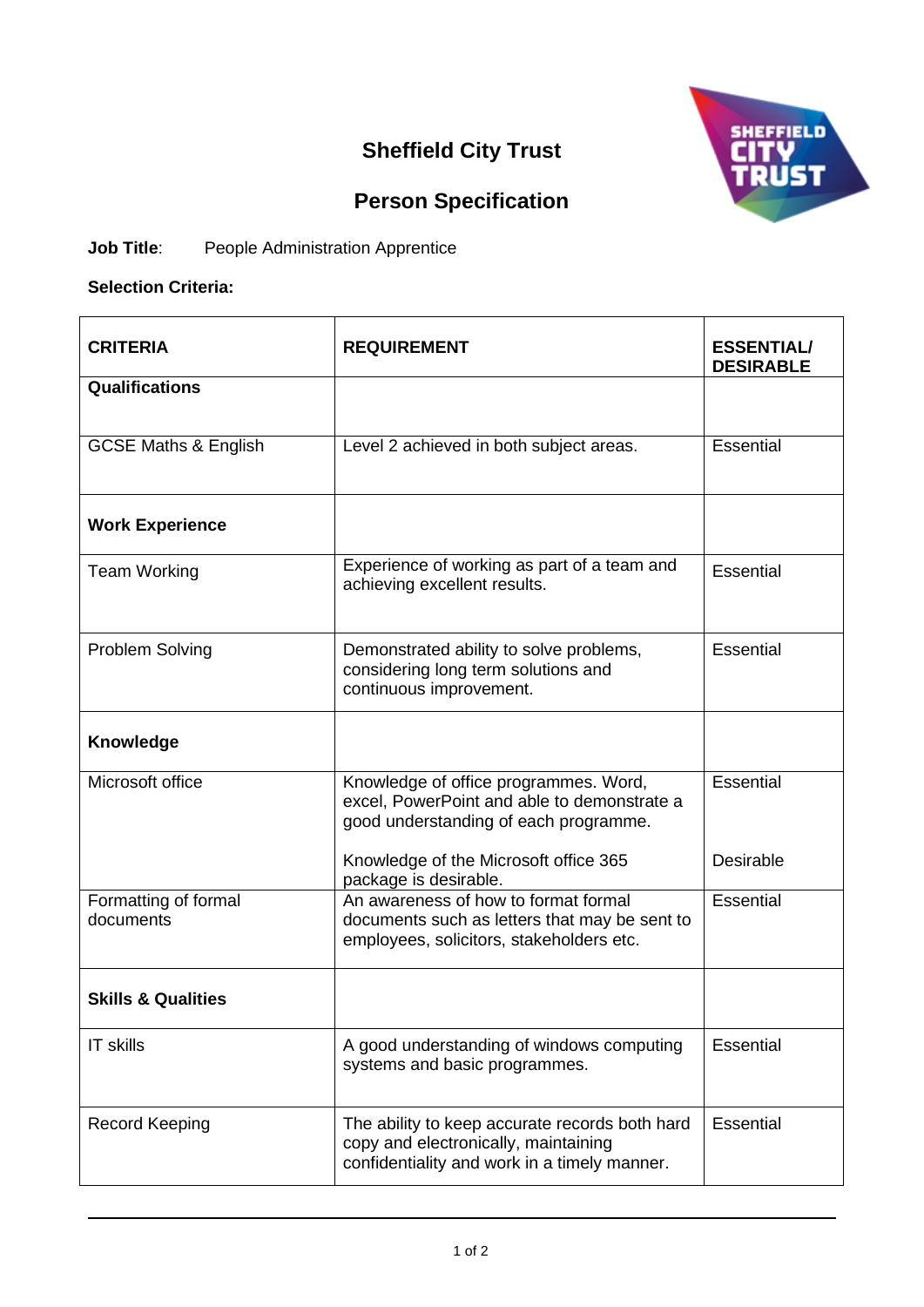# Sheffield City Trust

## Person Specification

**Job Title**: People Administration Apprentice

**Selection Criteria:**

| CRITERIA | REQUIREMENT | ESSENTIAL/ DESIRABLE |
|---|---|---|
| **Qualifications** | | |
| GCSE Maths & English | Level 2 achieved in both subject areas. | Essential |
| **Work Experience** | | |
| Team Working | Experience of working as part of a team and achieving excellent results. | Essential |
| Problem Solving | Demonstrated ability to solve problems, considering long term solutions and continuous improvement. | Essential |
| **Knowledge** | | |
| Microsoft office | Knowledge of office programmes. Word, excel, PowerPoint and able to demonstrate a good understanding of each programme.<br><br>Knowledge of the Microsoft office 365 package is desirable. | Essential<br><br>Desirable |
| Formatting of formal documents | An awareness of how to format formal documents such as letters that may be sent to employees, solicitors, stakeholders etc. | Essential |
| **Skills & Qualities** | | |
| IT skills | A good understanding of windows computing systems and basic programmes. | Essential |
| Record Keeping | The ability to keep accurate records both hard copy and electronically, maintaining confidentiality and work in a timely manner. | Essential |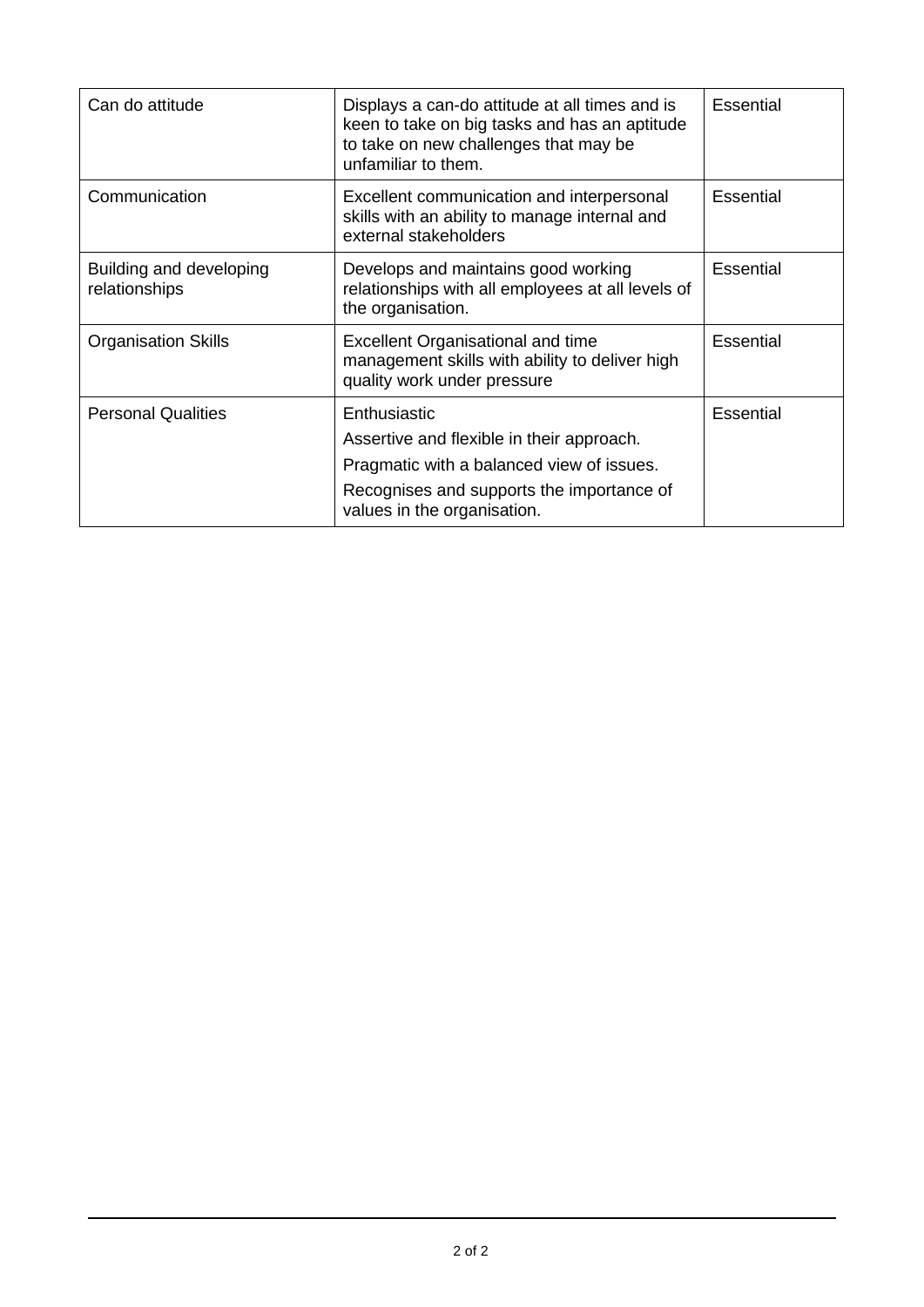| | | |
|---|---|---|
| Can do attitude | Displays a can-do attitude at all times and is keen to take on big tasks and has an aptitude to take on new challenges that may be unfamiliar to them. | Essential |
| Communication | Excellent communication and interpersonal skills with an ability to manage internal and external stakeholders | Essential |
| Building and developing relationships | Develops and maintains good working relationships with all employees at all levels of the organisation. | Essential |
| Organisation Skills | Excellent Organisational and time management skills with ability to deliver high quality work under pressure | Essential |
| Personal Qualities | Enthusiastic<br>Assertive and flexible in their approach.<br>Pragmatic with a balanced view of issues.<br>Recognises and supports the importance of values in the organisation. | Essential |